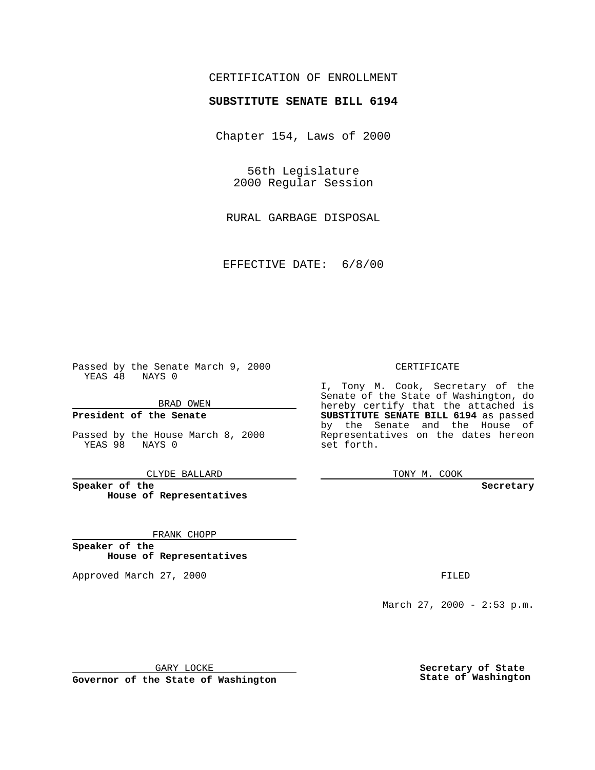CERTIFICATION OF ENROLLMENT

**SUBSTITUTE SENATE BILL 6194**

Chapter 154, Laws of 2000

56th Legislature
2000 Regular Session

RURAL GARBAGE DISPOSAL

EFFECTIVE DATE: 6/8/00

Passed by the Senate March 9, 2000
YEAS 48 NAYS 0

BRAD OWEN

**President of the Senate**

Passed by the House March 8, 2000
YEAS 98 NAYS 0

CLYDE BALLARD

**Speaker of the House of Representatives**

FRANK CHOPP

**Speaker of the House of Representatives**

Approved March 27, 2000

GARY LOCKE

**Governor of the State of Washington**

CERTIFICATE

I, Tony M. Cook, Secretary of the Senate of the State of Washington, do hereby certify that the attached is **SUBSTITUTE SENATE BILL 6194** as passed by the Senate and the House of Representatives on the dates hereon set forth.

TONY M. COOK

**Secretary**

FILED

March 27, 2000 - 2:53 p.m.

**Secretary of State**
**State of Washington**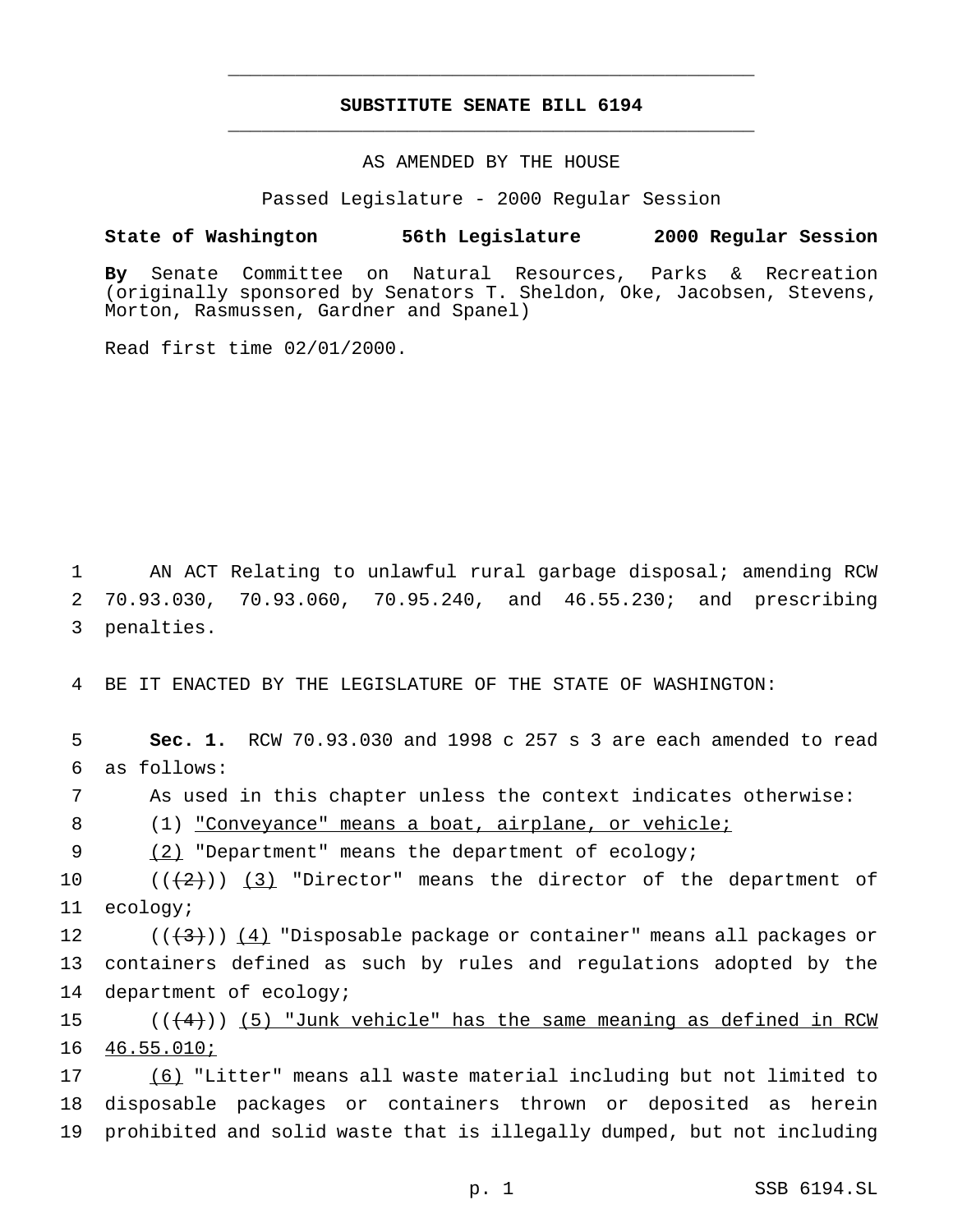# SUBSTITUTE SENATE BILL 6194

AS AMENDED BY THE HOUSE

Passed Legislature - 2000 Regular Session

**State of Washington 56th Legislature 2000 Regular Session**

**By** Senate Committee on Natural Resources, Parks & Recreation (originally sponsored by Senators T. Sheldon, Oke, Jacobsen, Stevens, Morton, Rasmussen, Gardner and Spanel)

Read first time 02/01/2000.

1 AN ACT Relating to unlawful rural garbage disposal; amending RCW
2 70.93.030, 70.93.060, 70.95.240, and 46.55.230; and prescribing
3 penalties.

4 BE IT ENACTED BY THE LEGISLATURE OF THE STATE OF WASHINGTON:

5 **Sec. 1.** RCW 70.93.030 and 1998 c 257 s 3 are each amended to read
6 as follows:

7 As used in this chapter unless the context indicates otherwise:

8 (1) "Conveyance" means a boat, airplane, or vehicle;

9 (2) "Department" means the department of ecology;

10 ((~~(2)~~)) (3) "Director" means the director of the department of
11 ecology;

12 ((~~(3)~~)) (4) "Disposable package or container" means all packages or
13 containers defined as such by rules and regulations adopted by the
14 department of ecology;

15 ((~~(4)~~)) (5) "Junk vehicle" has the same meaning as defined in RCW
16 46.55.010;

17 (6) "Litter" means all waste material including but not limited to
18 disposable packages or containers thrown or deposited as herein
19 prohibited and solid waste that is illegally dumped, but not including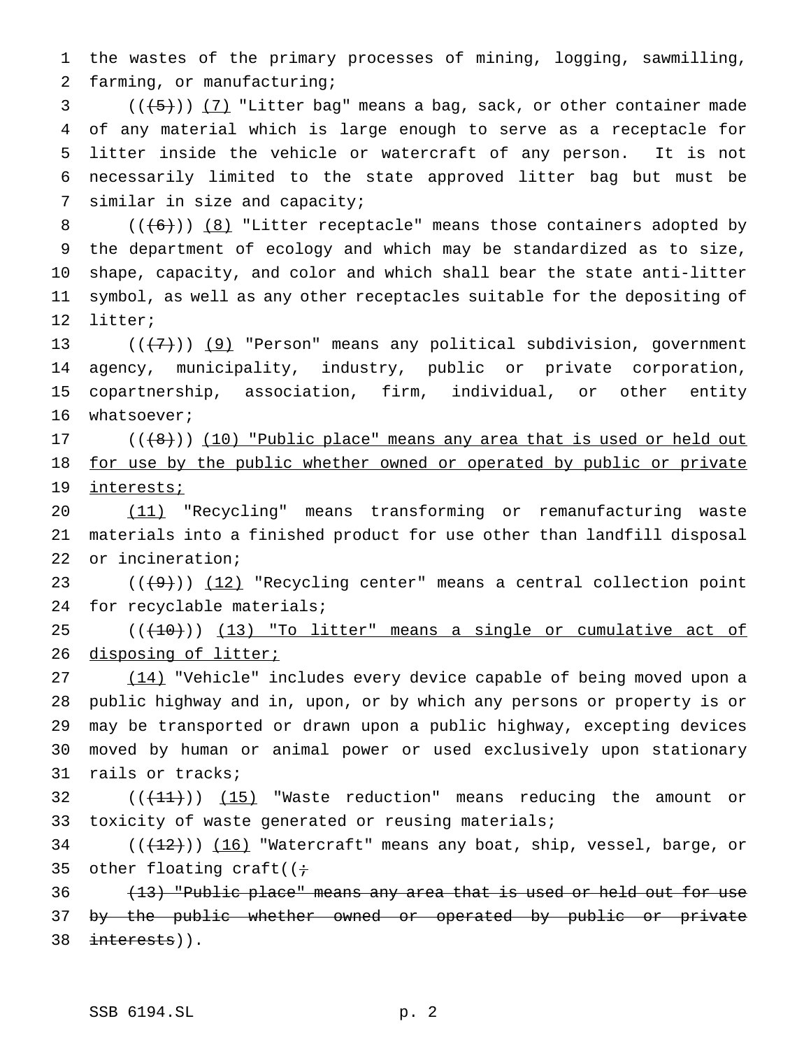the wastes of the primary processes of mining, logging, sawmilling, farming, or manufacturing;

(((5))) (7) "Litter bag" means a bag, sack, or other container made of any material which is large enough to serve as a receptacle for litter inside the vehicle or watercraft of any person. It is not necessarily limited to the state approved litter bag but must be similar in size and capacity;

(((6))) (8) "Litter receptacle" means those containers adopted by the department of ecology and which may be standardized as to size, shape, capacity, and color and which shall bear the state anti-litter symbol, as well as any other receptacles suitable for the depositing of litter;

(((7))) (9) "Person" means any political subdivision, government agency, municipality, industry, public or private corporation, copartnership, association, firm, individual, or other entity whatsoever;

(((8))) (10) "Public place" means any area that is used or held out for use by the public whether owned or operated by public or private interests;

(11) "Recycling" means transforming or remanufacturing waste materials into a finished product for use other than landfill disposal or incineration;

(((9))) (12) "Recycling center" means a central collection point for recyclable materials;

(((10))) (13) "To litter" means a single or cumulative act of disposing of litter;

(14) "Vehicle" includes every device capable of being moved upon a public highway and in, upon, or by which any persons or property is or may be transported or drawn upon a public highway, excepting devices moved by human or animal power or used exclusively upon stationary rails or tracks;

(((11))) (15) "Waste reduction" means reducing the amount or toxicity of waste generated or reusing materials;

(((12))) (16) "Watercraft" means any boat, ship, vessel, barge, or other floating craft((;

~~(13) "Public place" means any area that is used or held out for use by the public whether owned or operated by public or private interests~~)).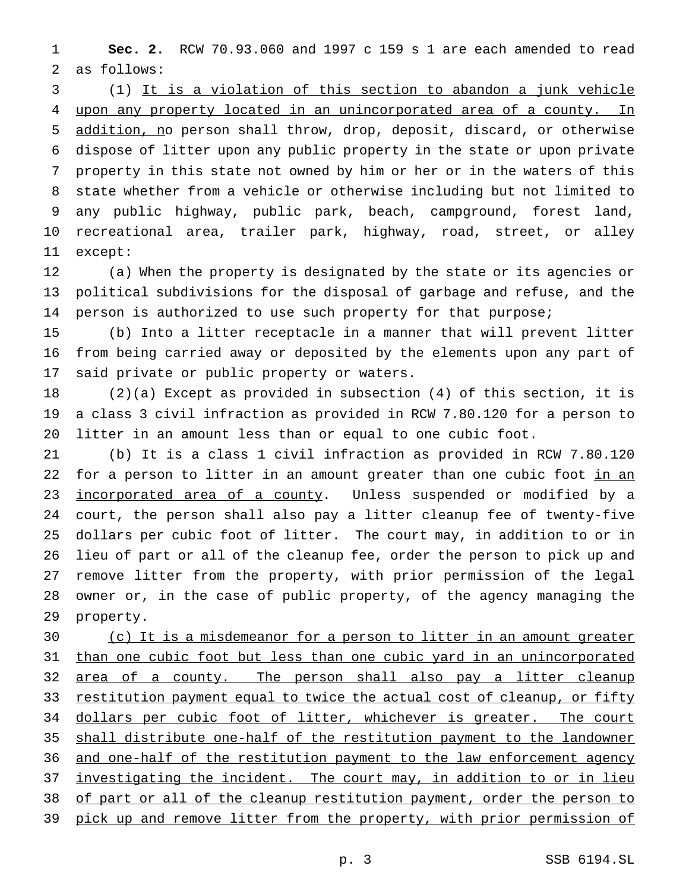**Sec. 2.** RCW 70.93.060 and 1997 c 159 s 1 are each amended to read as follows:

(1) It is a violation of this section to abandon a junk vehicle upon any property located in an unincorporated area of a county. In addition, no person shall throw, drop, deposit, discard, or otherwise dispose of litter upon any public property in the state or upon private property in this state not owned by him or her or in the waters of this state whether from a vehicle or otherwise including but not limited to any public highway, public park, beach, campground, forest land, recreational area, trailer park, highway, road, street, or alley except:

(a) When the property is designated by the state or its agencies or political subdivisions for the disposal of garbage and refuse, and the person is authorized to use such property for that purpose;

(b) Into a litter receptacle in a manner that will prevent litter from being carried away or deposited by the elements upon any part of said private or public property or waters.

(2)(a) Except as provided in subsection (4) of this section, it is a class 3 civil infraction as provided in RCW 7.80.120 for a person to litter in an amount less than or equal to one cubic foot.

(b) It is a class 1 civil infraction as provided in RCW 7.80.120 for a person to litter in an amount greater than one cubic foot in an incorporated area of a county. Unless suspended or modified by a court, the person shall also pay a litter cleanup fee of twenty-five dollars per cubic foot of litter. The court may, in addition to or in lieu of part or all of the cleanup fee, order the person to pick up and remove litter from the property, with prior permission of the legal owner or, in the case of public property, of the agency managing the property.

(c) It is a misdemeanor for a person to litter in an amount greater than one cubic foot but less than one cubic yard in an unincorporated area of a county. The person shall also pay a litter cleanup restitution payment equal to twice the actual cost of cleanup, or fifty dollars per cubic foot of litter, whichever is greater. The court shall distribute one-half of the restitution payment to the landowner and one-half of the restitution payment to the law enforcement agency investigating the incident. The court may, in addition to or in lieu of part or all of the cleanup restitution payment, order the person to pick up and remove litter from the property, with prior permission of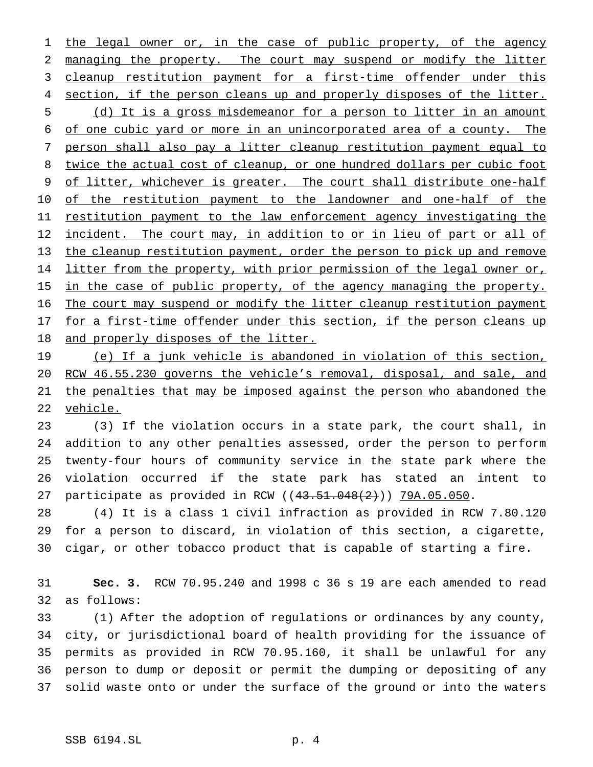the legal owner or, in the case of public property, of the agency managing the property. The court may suspend or modify the litter cleanup restitution payment for a first-time offender under this section, if the person cleans up and properly disposes of the litter.

(d) It is a gross misdemeanor for a person to litter in an amount of one cubic yard or more in an unincorporated area of a county. The person shall also pay a litter cleanup restitution payment equal to twice the actual cost of cleanup, or one hundred dollars per cubic foot of litter, whichever is greater. The court shall distribute one-half of the restitution payment to the landowner and one-half of the restitution payment to the law enforcement agency investigating the incident. The court may, in addition to or in lieu of part or all of the cleanup restitution payment, order the person to pick up and remove litter from the property, with prior permission of the legal owner or, in the case of public property, of the agency managing the property. The court may suspend or modify the litter cleanup restitution payment for a first-time offender under this section, if the person cleans up and properly disposes of the litter.

(e) If a junk vehicle is abandoned in violation of this section, RCW 46.55.230 governs the vehicle's removal, disposal, and sale, and the penalties that may be imposed against the person who abandoned the vehicle.

(3) If the violation occurs in a state park, the court shall, in addition to any other penalties assessed, order the person to perform twenty-four hours of community service in the state park where the violation occurred if the state park has stated an intent to participate as provided in RCW ((~~43.51.048(2)~~)) 79A.05.050.

(4) It is a class 1 civil infraction as provided in RCW 7.80.120 for a person to discard, in violation of this section, a cigarette, cigar, or other tobacco product that is capable of starting a fire.

**Sec. 3.** RCW 70.95.240 and 1998 c 36 s 19 are each amended to read as follows:

(1) After the adoption of regulations or ordinances by any county, city, or jurisdictional board of health providing for the issuance of permits as provided in RCW 70.95.160, it shall be unlawful for any person to dump or deposit or permit the dumping or depositing of any solid waste onto or under the surface of the ground or into the waters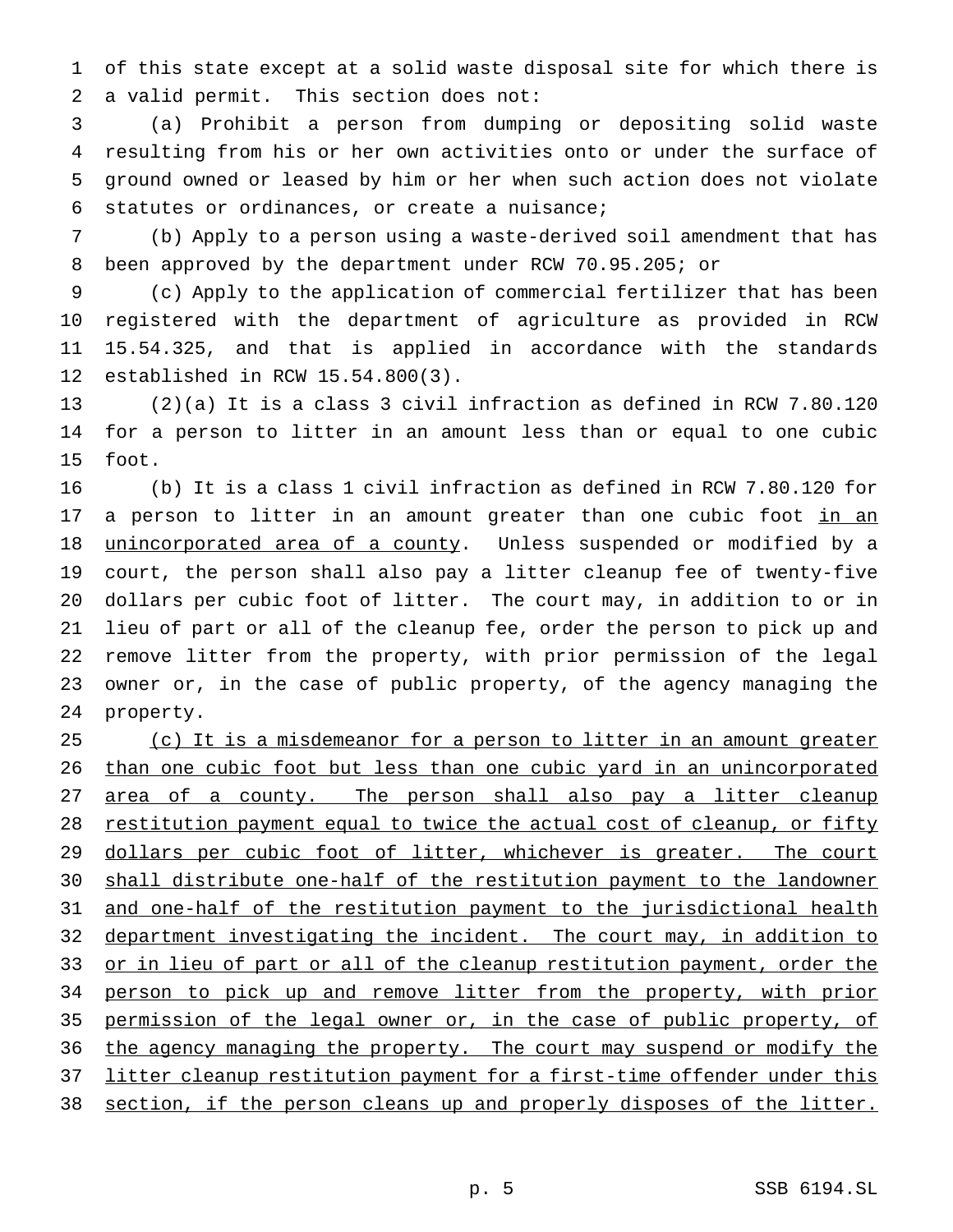of this state except at a solid waste disposal site for which there is a valid permit. This section does not:

(a) Prohibit a person from dumping or depositing solid waste resulting from his or her own activities onto or under the surface of ground owned or leased by him or her when such action does not violate statutes or ordinances, or create a nuisance;

(b) Apply to a person using a waste-derived soil amendment that has been approved by the department under RCW 70.95.205; or

(c) Apply to the application of commercial fertilizer that has been registered with the department of agriculture as provided in RCW 15.54.325, and that is applied in accordance with the standards established in RCW 15.54.800(3).

(2)(a) It is a class 3 civil infraction as defined in RCW 7.80.120 for a person to litter in an amount less than or equal to one cubic foot.

(b) It is a class 1 civil infraction as defined in RCW 7.80.120 for a person to litter in an amount greater than one cubic foot <u>in an unincorporated area of a county</u>. Unless suspended or modified by a court, the person shall also pay a litter cleanup fee of twenty-five dollars per cubic foot of litter. The court may, in addition to or in lieu of part or all of the cleanup fee, order the person to pick up and remove litter from the property, with prior permission of the legal owner or, in the case of public property, of the agency managing the property.

<u>(c) It is a misdemeanor for a person to litter in an amount greater than one cubic foot but less than one cubic yard in an unincorporated area of a county. The person shall also pay a litter cleanup restitution payment equal to twice the actual cost of cleanup, or fifty dollars per cubic foot of litter, whichever is greater. The court shall distribute one-half of the restitution payment to the landowner and one-half of the restitution payment to the jurisdictional health department investigating the incident. The court may, in addition to or in lieu of part or all of the cleanup restitution payment, order the person to pick up and remove litter from the property, with prior permission of the legal owner or, in the case of public property, of the agency managing the property. The court may suspend or modify the litter cleanup restitution payment for a first-time offender under this section, if the person cleans up and properly disposes of the litter.</u>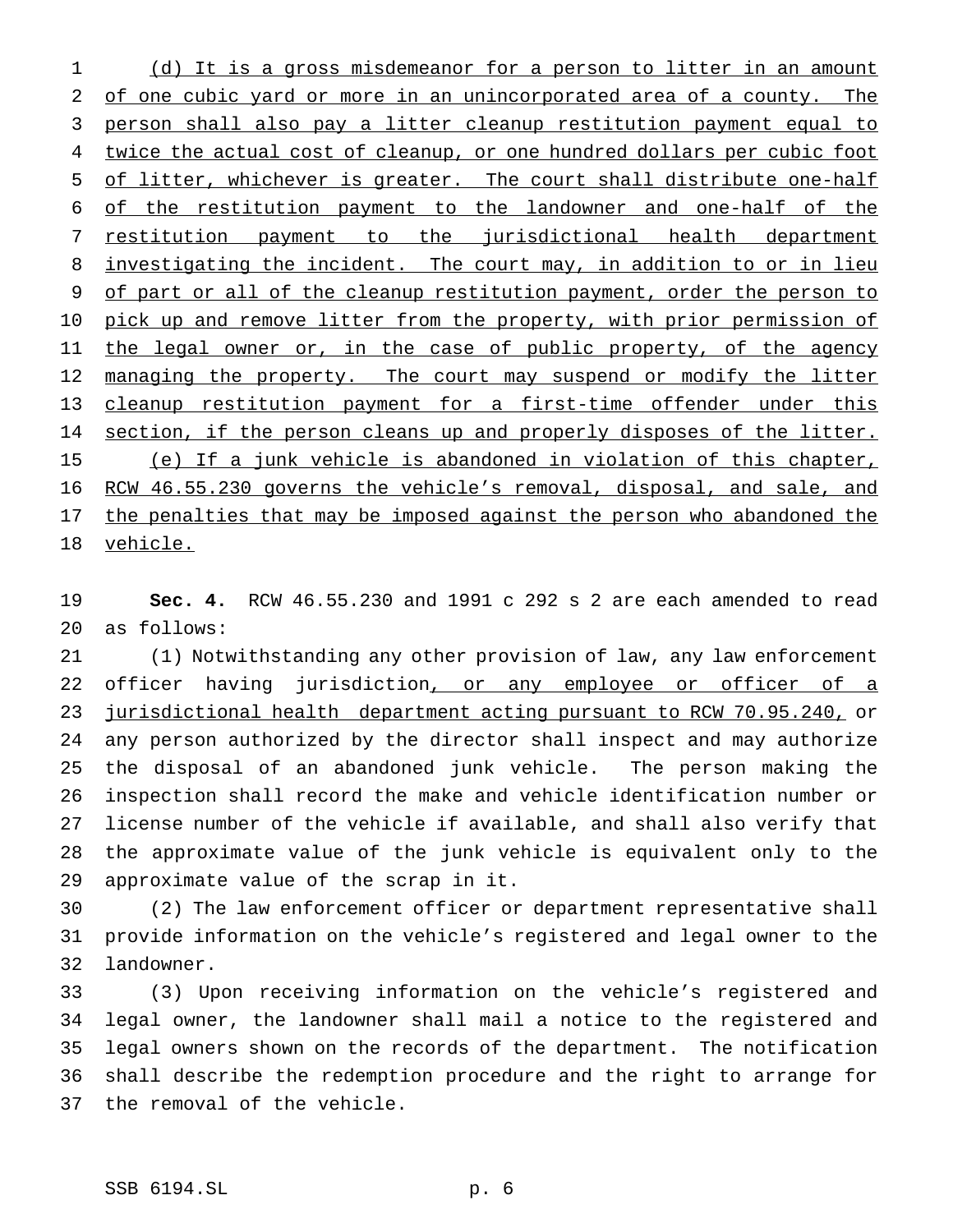(d) It is a gross misdemeanor for a person to litter in an amount of one cubic yard or more in an unincorporated area of a county. The person shall also pay a litter cleanup restitution payment equal to twice the actual cost of cleanup, or one hundred dollars per cubic foot of litter, whichever is greater. The court shall distribute one-half of the restitution payment to the landowner and one-half of the restitution payment to the jurisdictional health department investigating the incident. The court may, in addition to or in lieu of part or all of the cleanup restitution payment, order the person to pick up and remove litter from the property, with prior permission of the legal owner or, in the case of public property, of the agency managing the property. The court may suspend or modify the litter cleanup restitution payment for a first-time offender under this section, if the person cleans up and properly disposes of the litter.

(e) If a junk vehicle is abandoned in violation of this chapter, RCW 46.55.230 governs the vehicle's removal, disposal, and sale, and the penalties that may be imposed against the person who abandoned the vehicle.

**Sec. 4.** RCW 46.55.230 and 1991 c 292 s 2 are each amended to read as follows:

(1) Notwithstanding any other provision of law, any law enforcement officer having jurisdiction, or any employee or officer of a jurisdictional health department acting pursuant to RCW 70.95.240, or any person authorized by the director shall inspect and may authorize the disposal of an abandoned junk vehicle. The person making the inspection shall record the make and vehicle identification number or license number of the vehicle if available, and shall also verify that the approximate value of the junk vehicle is equivalent only to the approximate value of the scrap in it.

(2) The law enforcement officer or department representative shall provide information on the vehicle's registered and legal owner to the landowner.

(3) Upon receiving information on the vehicle's registered and legal owner, the landowner shall mail a notice to the registered and legal owners shown on the records of the department. The notification shall describe the redemption procedure and the right to arrange for the removal of the vehicle.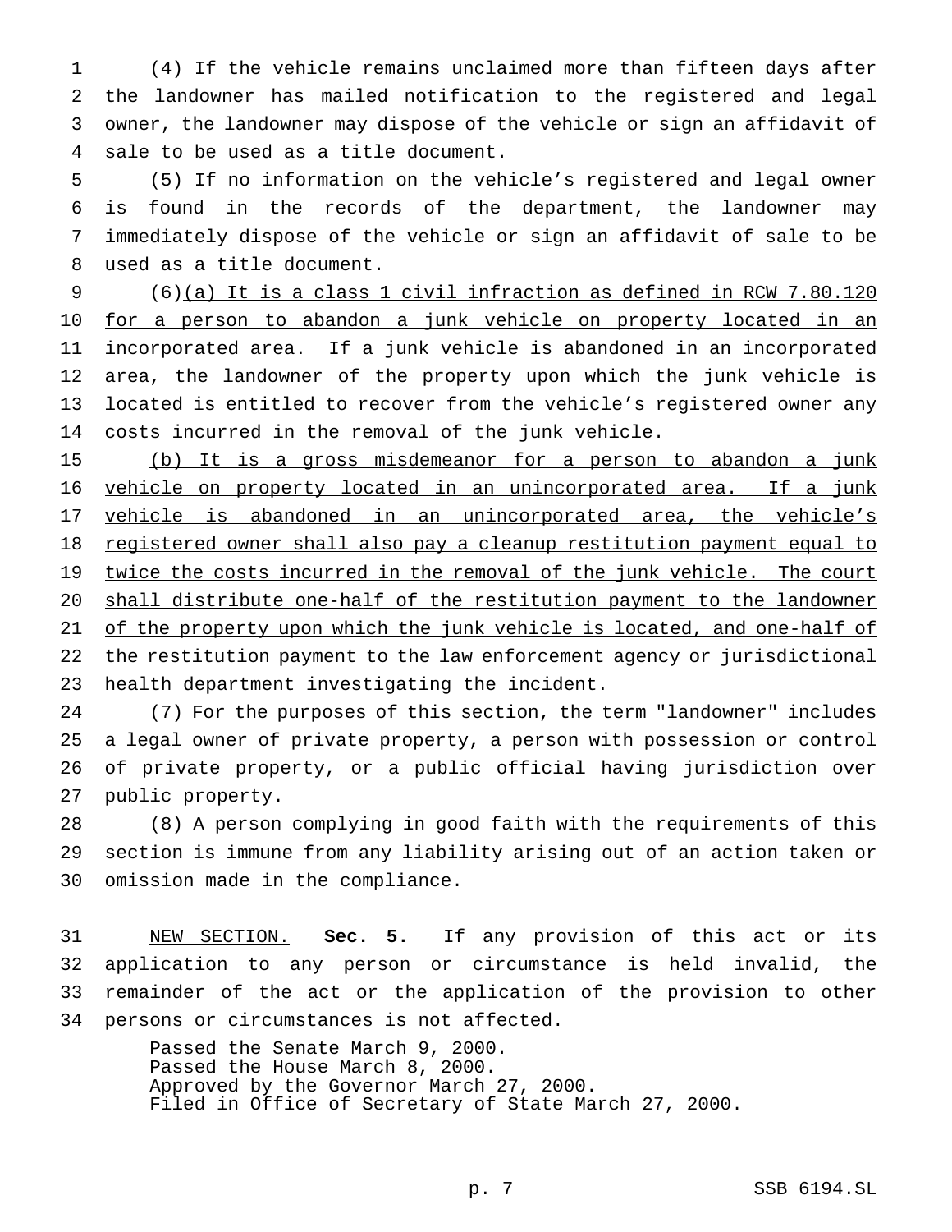(4) If the vehicle remains unclaimed more than fifteen days after the landowner has mailed notification to the registered and legal owner, the landowner may dispose of the vehicle or sign an affidavit of sale to be used as a title document.

(5) If no information on the vehicle's registered and legal owner is found in the records of the department, the landowner may immediately dispose of the vehicle or sign an affidavit of sale to be used as a title document.

(6)<u>(a) It is a class 1 civil infraction as defined in RCW 7.80.120 for a person to abandon a junk vehicle on property located in an incorporated area. If a junk vehicle is abandoned in an incorporated area, t</u>he landowner of the property upon which the junk vehicle is located is entitled to recover from the vehicle's registered owner any costs incurred in the removal of the junk vehicle.

<u>(b) It is a gross misdemeanor for a person to abandon a junk vehicle on property located in an unincorporated area. If a junk vehicle is abandoned in an unincorporated area, the vehicle's registered owner shall also pay a cleanup restitution payment equal to twice the costs incurred in the removal of the junk vehicle. The court shall distribute one-half of the restitution payment to the landowner of the property upon which the junk vehicle is located, and one-half of the restitution payment to the law enforcement agency or jurisdictional health department investigating the incident.</u>

(7) For the purposes of this section, the term "landowner" includes a legal owner of private property, a person with possession or control of private property, or a public official having jurisdiction over public property.

(8) A person complying in good faith with the requirements of this section is immune from any liability arising out of an action taken or omission made in the compliance.

<u>NEW SECTION.</u> **Sec. 5.** If any provision of this act or its application to any person or circumstance is held invalid, the remainder of the act or the application of the provision to other persons or circumstances is not affected.

Passed the Senate March 9, 2000.
Passed the House March 8, 2000.
Approved by the Governor March 27, 2000.
Filed in Office of Secretary of State March 27, 2000.